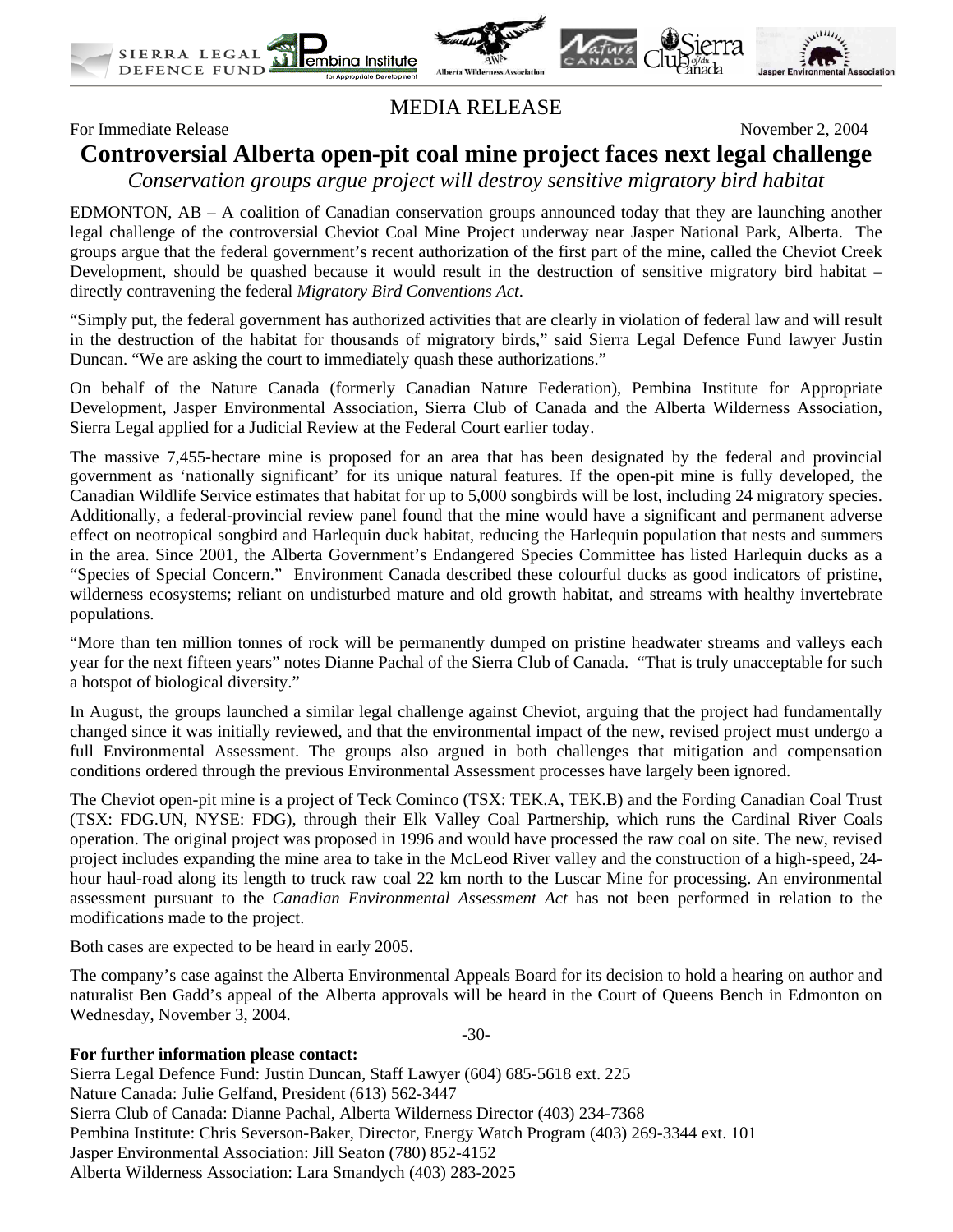MEDIA RELEASE

For Immediate Release November 2, 2004

# Controversial Alberta open-pit coal mine project faces next legal challenge

*Conservation groups argue project will destroy sensitive migratory bird habitat*

EDMONTON, AB – A coalition of Canadian conservation groups announced today that they are launching another legal challenge of the controversial Cheviot Coal Mine Project underway near Jasper National Park, Alberta. The groups argue that the federal government's recent authorization of the first part of the mine, called the Cheviot Creek Development, should be quashed because it would result in the destruction of sensitive migratory bird habitat – directly contravening the federal *Migratory Bird Conventions Act*.

"Simply put, the federal government has authorized activities that are clearly in violation of federal law and will result in the destruction of the habitat for thousands of migratory birds," said Sierra Legal Defence Fund lawyer Justin Duncan. "We are asking the court to immediately quash these authorizations."

On behalf of the Nature Canada (formerly Canadian Nature Federation), Pembina Institute for Appropriate Development, Jasper Environmental Association, Sierra Club of Canada and the Alberta Wilderness Association, Sierra Legal applied for a Judicial Review at the Federal Court earlier today.

The massive 7,455-hectare mine is proposed for an area that has been designated by the federal and provincial government as 'nationally significant' for its unique natural features. If the open-pit mine is fully developed, the Canadian Wildlife Service estimates that habitat for up to 5,000 songbirds will be lost, including 24 migratory species. Additionally, a federal-provincial review panel found that the mine would have a significant and permanent adverse effect on neotropical songbird and Harlequin duck habitat, reducing the Harlequin population that nests and summers in the area. Since 2001, the Alberta Government's Endangered Species Committee has listed Harlequin ducks as a "Species of Special Concern." Environment Canada described these colourful ducks as good indicators of pristine, wilderness ecosystems; reliant on undisturbed mature and old growth habitat, and streams with healthy invertebrate populations.

"More than ten million tonnes of rock will be permanently dumped on pristine headwater streams and valleys each year for the next fifteen years" notes Dianne Pachal of the Sierra Club of Canada. "That is truly unacceptable for such a hotspot of biological diversity."

In August, the groups launched a similar legal challenge against Cheviot, arguing that the project had fundamentally changed since it was initially reviewed, and that the environmental impact of the new, revised project must undergo a full Environmental Assessment. The groups also argued in both challenges that mitigation and compensation conditions ordered through the previous Environmental Assessment processes have largely been ignored.

The Cheviot open-pit mine is a project of Teck Cominco (TSX: TEK.A, TEK.B) and the Fording Canadian Coal Trust (TSX: FDG.UN, NYSE: FDG), through their Elk Valley Coal Partnership, which runs the Cardinal River Coals operation. The original project was proposed in 1996 and would have processed the raw coal on site. The new, revised project includes expanding the mine area to take in the McLeod River valley and the construction of a high-speed, 24-hour haul-road along its length to truck raw coal 22 km north to the Luscar Mine for processing. An environmental assessment pursuant to the *Canadian Environmental Assessment Act* has not been performed in relation to the modifications made to the project.

Both cases are expected to be heard in early 2005.

The company's case against the Alberta Environmental Appeals Board for its decision to hold a hearing on author and naturalist Ben Gadd's appeal of the Alberta approvals will be heard in the Court of Queens Bench in Edmonton on Wednesday, November 3, 2004.

-30-

**For further information please contact:**

Sierra Legal Defence Fund: Justin Duncan, Staff Lawyer (604) 685-5618 ext. 225
Nature Canada: Julie Gelfand, President (613) 562-3447
Sierra Club of Canada: Dianne Pachal, Alberta Wilderness Director (403) 234-7368
Pembina Institute: Chris Severson-Baker, Director, Energy Watch Program (403) 269-3344 ext. 101
Jasper Environmental Association: Jill Seaton (780) 852-4152
Alberta Wilderness Association: Lara Smandych (403) 283-2025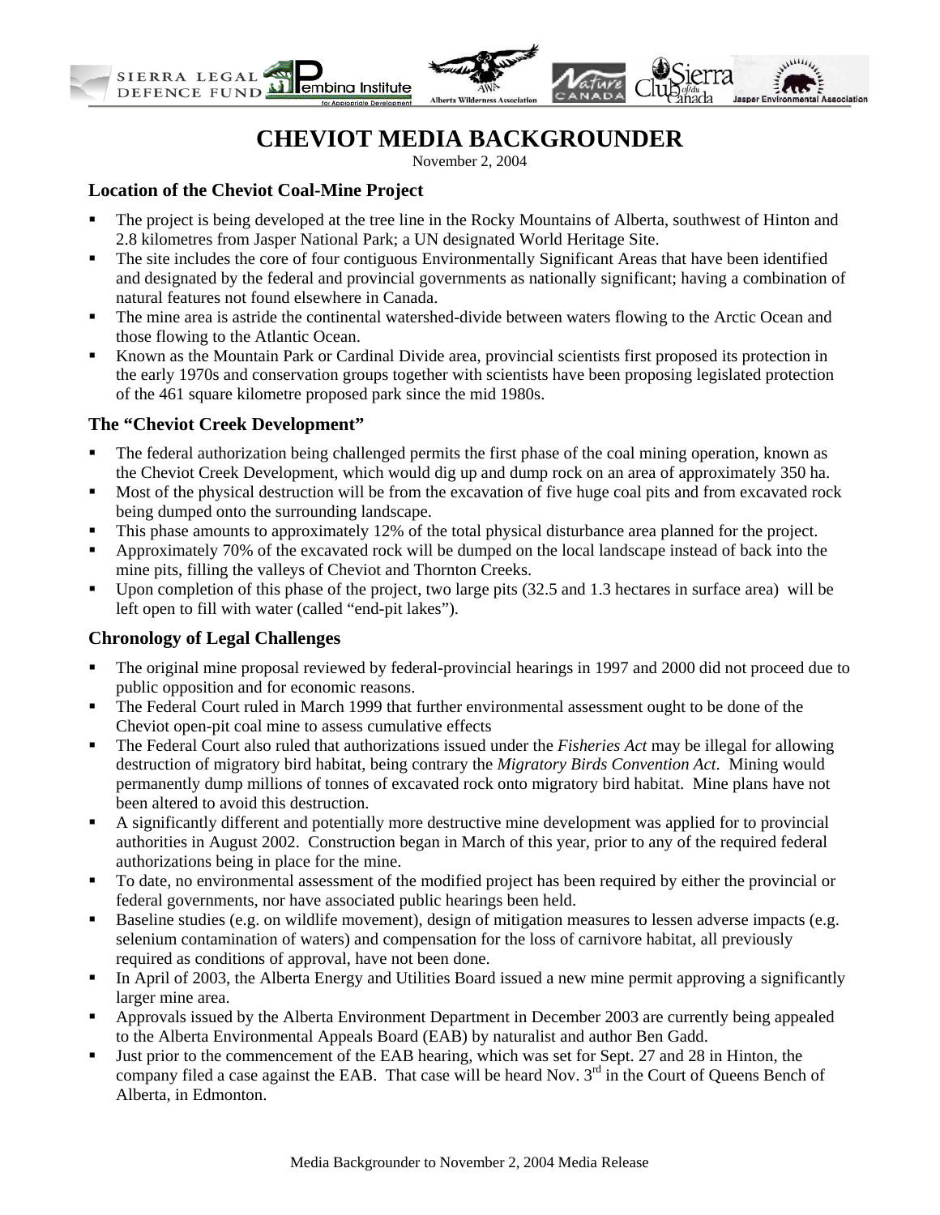# CHEVIOT MEDIA BACKGROUNDER

November 2, 2004

### Location of the Cheviot Coal-Mine Project

- The project is being developed at the tree line in the Rocky Mountains of Alberta, southwest of Hinton and 2.8 kilometres from Jasper National Park; a UN designated World Heritage Site.
- The site includes the core of four contiguous Environmentally Significant Areas that have been identified and designated by the federal and provincial governments as nationally significant; having a combination of natural features not found elsewhere in Canada.
- The mine area is astride the continental watershed-divide between waters flowing to the Arctic Ocean and those flowing to the Atlantic Ocean.
- Known as the Mountain Park or Cardinal Divide area, provincial scientists first proposed its protection in the early 1970s and conservation groups together with scientists have been proposing legislated protection of the 461 square kilometre proposed park since the mid 1980s.

### The "Cheviot Creek Development"

- The federal authorization being challenged permits the first phase of the coal mining operation, known as the Cheviot Creek Development, which would dig up and dump rock on an area of approximately 350 ha.
- Most of the physical destruction will be from the excavation of five huge coal pits and from excavated rock being dumped onto the surrounding landscape.
- This phase amounts to approximately 12% of the total physical disturbance area planned for the project.
- Approximately 70% of the excavated rock will be dumped on the local landscape instead of back into the mine pits, filling the valleys of Cheviot and Thornton Creeks.
- Upon completion of this phase of the project, two large pits (32.5 and 1.3 hectares in surface area) will be left open to fill with water (called "end-pit lakes").

### Chronology of Legal Challenges

- The original mine proposal reviewed by federal-provincial hearings in 1997 and 2000 did not proceed due to public opposition and for economic reasons.
- The Federal Court ruled in March 1999 that further environmental assessment ought to be done of the Cheviot open-pit coal mine to assess cumulative effects
- The Federal Court also ruled that authorizations issued under the *Fisheries Act* may be illegal for allowing destruction of migratory bird habitat, being contrary the *Migratory Birds Convention Act*. Mining would permanently dump millions of tonnes of excavated rock onto migratory bird habitat. Mine plans have not been altered to avoid this destruction.
- A significantly different and potentially more destructive mine development was applied for to provincial authorities in August 2002. Construction began in March of this year, prior to any of the required federal authorizations being in place for the mine.
- To date, no environmental assessment of the modified project has been required by either the provincial or federal governments, nor have associated public hearings been held.
- Baseline studies (e.g. on wildlife movement), design of mitigation measures to lessen adverse impacts (e.g. selenium contamination of waters) and compensation for the loss of carnivore habitat, all previously required as conditions of approval, have not been done.
- In April of 2003, the Alberta Energy and Utilities Board issued a new mine permit approving a significantly larger mine area.
- Approvals issued by the Alberta Environment Department in December 2003 are currently being appealed to the Alberta Environmental Appeals Board (EAB) by naturalist and author Ben Gadd.
- Just prior to the commencement of the EAB hearing, which was set for Sept. 27 and 28 in Hinton, the company filed a case against the EAB. That case will be heard Nov. 3rd in the Court of Queens Bench of Alberta, in Edmonton.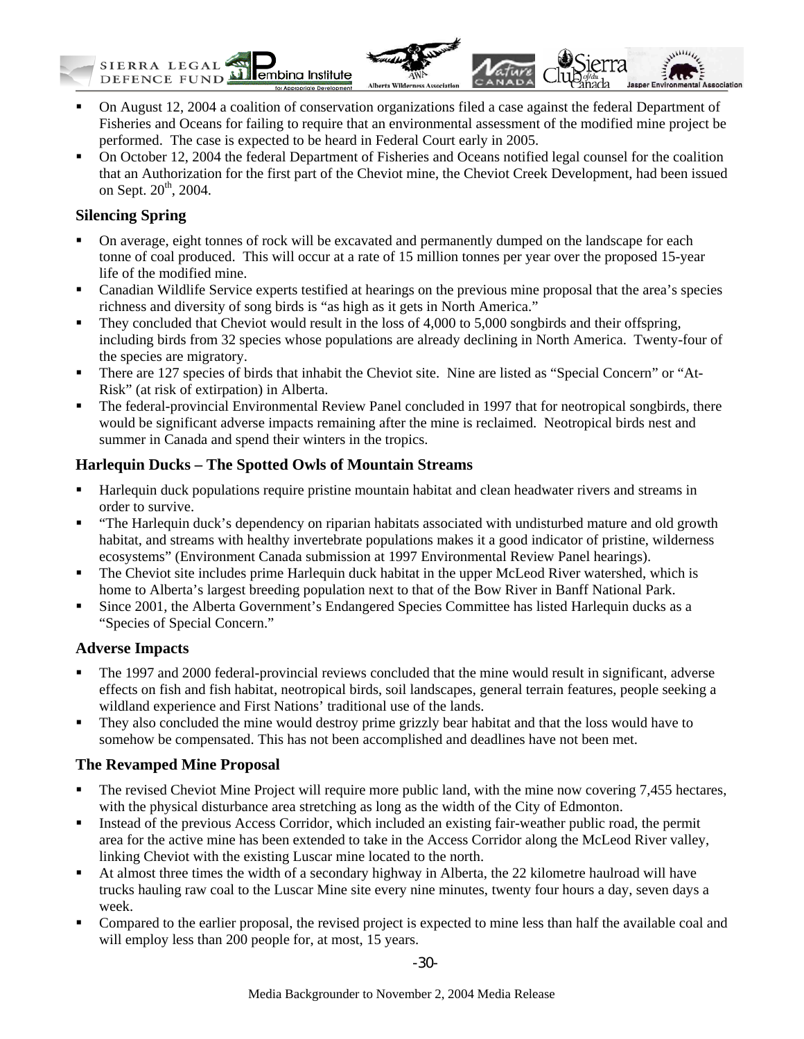- On August 12, 2004 a coalition of conservation organizations filed a case against the federal Department of Fisheries and Oceans for failing to require that an environmental assessment of the modified mine project be performed. The case is expected to be heard in Federal Court early in 2005.
- On October 12, 2004 the federal Department of Fisheries and Oceans notified legal counsel for the coalition that an Authorization for the first part of the Cheviot mine, the Cheviot Creek Development, had been issued on Sept. 20th, 2004.

### Silencing Spring

- On average, eight tonnes of rock will be excavated and permanently dumped on the landscape for each tonne of coal produced. This will occur at a rate of 15 million tonnes per year over the proposed 15-year life of the modified mine.
- Canadian Wildlife Service experts testified at hearings on the previous mine proposal that the area's species richness and diversity of song birds is "as high as it gets in North America."
- They concluded that Cheviot would result in the loss of 4,000 to 5,000 songbirds and their offspring, including birds from 32 species whose populations are already declining in North America. Twenty-four of the species are migratory.
- There are 127 species of birds that inhabit the Cheviot site. Nine are listed as "Special Concern" or "At-Risk" (at risk of extirpation) in Alberta.
- The federal-provincial Environmental Review Panel concluded in 1997 that for neotropical songbirds, there would be significant adverse impacts remaining after the mine is reclaimed. Neotropical birds nest and summer in Canada and spend their winters in the tropics.

### Harlequin Ducks – The Spotted Owls of Mountain Streams

- Harlequin duck populations require pristine mountain habitat and clean headwater rivers and streams in order to survive.
- "The Harlequin duck's dependency on riparian habitats associated with undisturbed mature and old growth habitat, and streams with healthy invertebrate populations makes it a good indicator of pristine, wilderness ecosystems" (Environment Canada submission at 1997 Environmental Review Panel hearings).
- The Cheviot site includes prime Harlequin duck habitat in the upper McLeod River watershed, which is home to Alberta's largest breeding population next to that of the Bow River in Banff National Park.
- Since 2001, the Alberta Government's Endangered Species Committee has listed Harlequin ducks as a "Species of Special Concern."

### Adverse Impacts

- The 1997 and 2000 federal-provincial reviews concluded that the mine would result in significant, adverse effects on fish and fish habitat, neotropical birds, soil landscapes, general terrain features, people seeking a wildland experience and First Nations' traditional use of the lands.
- They also concluded the mine would destroy prime grizzly bear habitat and that the loss would have to somehow be compensated. This has not been accomplished and deadlines have not been met.

### The Revamped Mine Proposal

- The revised Cheviot Mine Project will require more public land, with the mine now covering 7,455 hectares, with the physical disturbance area stretching as long as the width of the City of Edmonton.
- Instead of the previous Access Corridor, which included an existing fair-weather public road, the permit area for the active mine has been extended to take in the Access Corridor along the McLeod River valley, linking Cheviot with the existing Luscar mine located to the north.
- At almost three times the width of a secondary highway in Alberta, the 22 kilometre haulroad will have trucks hauling raw coal to the Luscar Mine site every nine minutes, twenty four hours a day, seven days a week.
- Compared to the earlier proposal, the revised project is expected to mine less than half the available coal and will employ less than 200 people for, at most, 15 years.